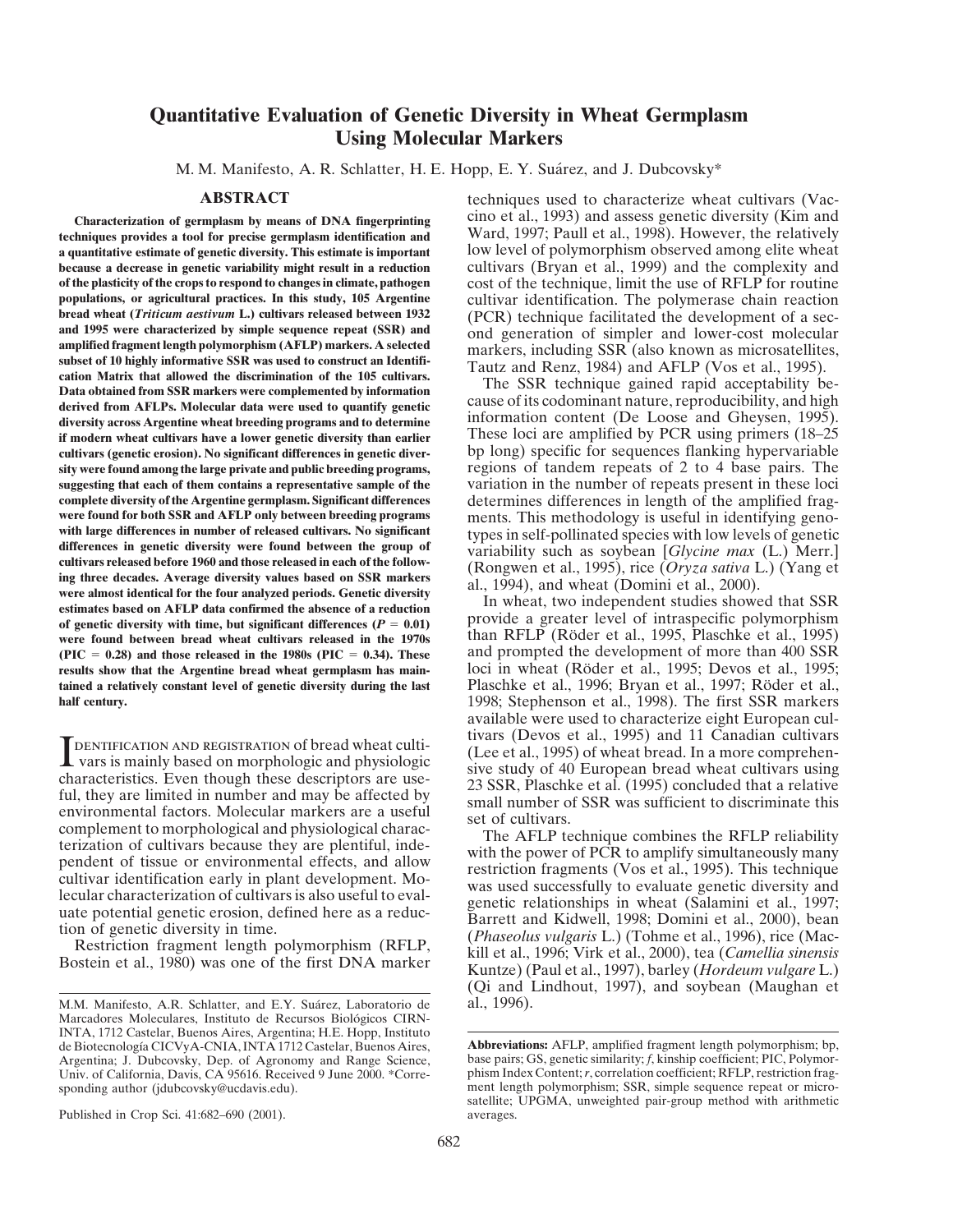# Quantitative Evaluation of Genetic Diversity in Wheat Germplasm Using Molecular Markers

M. M. Manifesto, A. R. Schlatter, H. E. Hopp, E. Y. Suárez, and J. Dubcovsky*

## ABSTRACT

**Characterization of germplasm by means of DNA fingerprinting techniques provides a tool for precise germplasm identification and a quantitative estimate of genetic diversity. This estimate is important because a decrease in genetic variability might result in a reduction of the plasticity of the crops to respond to changes in climate, pathogen populations, or agricultural practices. In this study, 105 Argentine bread wheat (*Triticum aestivum* L.) cultivars released between 1932 and 1995 were characterized by simple sequence repeat (SSR) and amplified fragment length polymorphism (AFLP) markers. A selected subset of 10 highly informative SSR was used to construct an Identification Matrix that allowed the discrimination of the 105 cultivars. Data obtained from SSR markers were complemented by information derived from AFLPs. Molecular data were used to quantify genetic diversity across Argentine wheat breeding programs and to determine if modern wheat cultivars have a lower genetic diversity than earlier cultivars (genetic erosion). No significant differences in genetic diversity were found among the large private and public breeding programs, suggesting that each of them contains a representative sample of the complete diversity of the Argentine germplasm. Significant differences were found for both SSR and AFLP only between breeding programs with large differences in number of released cultivars. No significant differences in genetic diversity were found between the group of cultivars released before 1960 and those released in each of the following three decades. Average diversity values based on SSR markers were almost identical for the four analyzed periods. Genetic diversity estimates based on AFLP data confirmed the absence of a reduction of genetic diversity with time, but significant differences ($P = 0.01$) were found between bread wheat cultivars released in the 1970s (PIC = 0.28) and those released in the 1980s (PIC = 0.34). These results show that the Argentine bread wheat germplasm has maintained a relatively constant level of genetic diversity during the last half century.**

Identification and registration of bread wheat cultivars is mainly based on morphologic and physiologic characteristics. Even though these descriptors are useful, they are limited in number and may be affected by environmental factors. Molecular markers are a useful complement to morphological and physiological characterization of cultivars because they are plentiful, independent of tissue or environmental effects, and allow cultivar identification early in plant development. Molecular characterization of cultivars is also useful to evaluate potential genetic erosion, defined here as a reduction of genetic diversity in time.

Restriction fragment length polymorphism (RFLP, Bostein et al., 1980) was one of the first DNA marker techniques used to characterize wheat cultivars (Vaccino et al., 1993) and assess genetic diversity (Kim and Ward, 1997; Paull et al., 1998). However, the relatively low level of polymorphism observed among elite wheat cultivars (Bryan et al., 1999) and the complexity and cost of the technique, limit the use of RFLP for routine cultivar identification. The polymerase chain reaction (PCR) technique facilitated the development of a second generation of simpler and lower-cost molecular markers, including SSR (also known as microsatellites, Tautz and Renz, 1984) and AFLP (Vos et al., 1995).

The SSR technique gained rapid acceptability because of its codominant nature, reproducibility, and high information content (De Loose and Gheysen, 1995). These loci are amplified by PCR using primers (18–25 bp long) specific for sequences flanking hypervariable regions of tandem repeats of 2 to 4 base pairs. The variation in the number of repeats present in these loci determines differences in length of the amplified fragments. This methodology is useful in identifying genotypes in self-pollinated species with low levels of genetic variability such as soybean [*Glycine max* (L.) Merr.] (Rongwen et al., 1995), rice (*Oryza sativa* L.) (Yang et al., 1994), and wheat (Domini et al., 2000).

In wheat, two independent studies showed that SSR provide a greater level of intraspecific polymorphism than RFLP (Röder et al., 1995, Plaschke et al., 1995) and prompted the development of more than 400 SSR loci in wheat (Röder et al., 1995; Devos et al., 1995; Plaschke et al., 1996; Bryan et al., 1997; Röder et al., 1998; Stephenson et al., 1998). The first SSR markers available were used to characterize eight European cultivars (Devos et al., 1995) and 11 Canadian cultivars (Lee et al., 1995) of wheat bread. In a more comprehensive study of 40 European bread wheat cultivars using 23 SSR, Plaschke et al. (1995) concluded that a relative small number of SSR was sufficient to discriminate this set of cultivars.

The AFLP technique combines the RFLP reliability with the power of PCR to amplify simultaneously many restriction fragments (Vos et al., 1995). This technique was used successfully to evaluate genetic diversity and genetic relationships in wheat (Salamini et al., 1997; Barrett and Kidwell, 1998; Domini et al., 2000), bean (*Phaseolus vulgaris* L.) (Tohme et al., 1996), rice (Mackill et al., 1996; Virk et al., 2000), tea (*Camellia sinensis* Kuntze) (Paul et al., 1997), barley (*Hordeum vulgare* L.) (Qi and Lindhout, 1997), and soybean (Maughan et al., 1996).

M.M. Manifesto, A.R. Schlatter, and E.Y. Suárez, Laboratorio de Marcadores Moleculares, Instituto de Recursos Biológicos CIRN-INTA, 1712 Castelar, Buenos Aires, Argentina; H.E. Hopp, Instituto de Biotecnología CICVyA-CNIA, INTA 1712 Castelar, Buenos Aires, Argentina; J. Dubcovsky, Dep. of Agronomy and Range Science, Univ. of California, Davis, CA 95616. Received 9 June 2000. *Corresponding author (jdubcovsky@ucdavis.edu).

Published in Crop Sci. 41:682–690 (2001).

**Abbreviations:** AFLP, amplified fragment length polymorphism; bp, base pairs; GS, genetic similarity; *f*, kinship coefficient; PIC, Polymorphism Index Content; *r*, correlation coefficient; RFLP, restriction fragment length polymorphism; SSR, simple sequence repeat or microsatellite; UPGMA, unweighted pair-group method with arithmetic averages.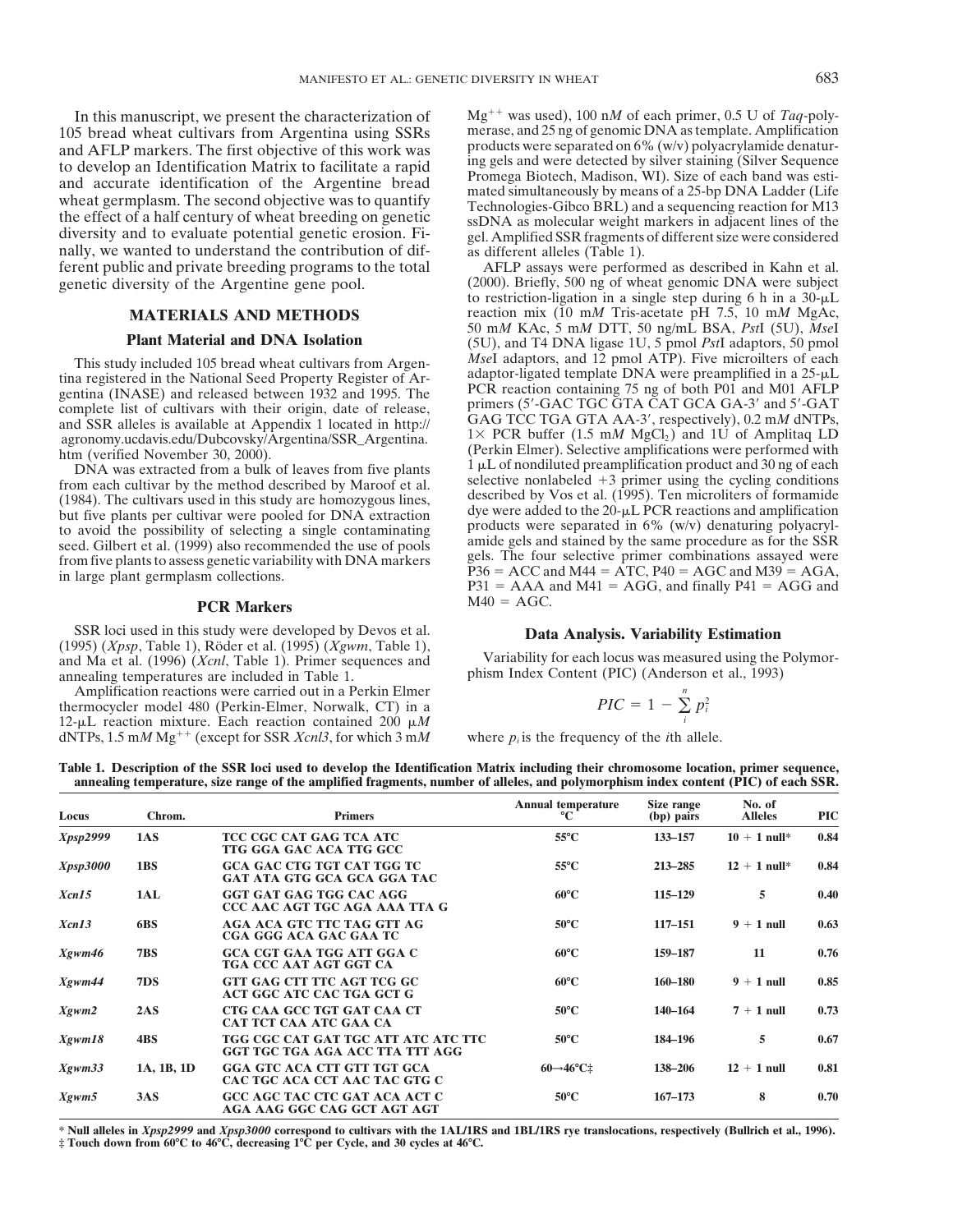In this manuscript, we present the characterization of 105 bread wheat cultivars from Argentina using SSRs and AFLP markers. The first objective of this work was to develop an Identification Matrix to facilitate a rapid and accurate identification of the Argentine bread wheat germplasm. The second objective was to quantify the effect of a half century of wheat breeding on genetic diversity and to evaluate potential genetic erosion. Finally, we wanted to understand the contribution of different public and private breeding programs to the total genetic diversity of the Argentine gene pool.

## MATERIALS AND METHODS

### Plant Material and DNA Isolation

This study included 105 bread wheat cultivars from Argentina registered in the National Seed Property Register of Argentina (INASE) and released between 1932 and 1995. The complete list of cultivars with their origin, date of release, and SSR alleles is available at Appendix 1 located in http://agronomy.ucdavis.edu/Dubcovsky/Argentina/SSR_Argentina.htm (verified November 30, 2000).

DNA was extracted from a bulk of leaves from five plants from each cultivar by the method described by Maroof et al. (1984). The cultivars used in this study are homozygous lines, but five plants per cultivar were pooled for DNA extraction to avoid the possibility of selecting a single contaminating seed. Gilbert et al. (1999) also recommended the use of pools from five plants to assess genetic variability with DNA markers in large plant germplasm collections.

### PCR Markers

SSR loci used in this study were developed by Devos et al. (1995) (*Xpsp*, Table 1), Röder et al. (1995) (*Xgwm*, Table 1), and Ma et al. (1996) (*Xcnl*, Table 1). Primer sequences and annealing temperatures are included in Table 1.

Amplification reactions were carried out in a Perkin Elmer thermocycler model 480 (Perkin-Elmer, Norwalk, CT) in a 12-μL reaction mixture. Each reaction contained 200 μ*M* dNTPs, 1.5 m*M* $Mg^{++}$ (except for SSR *Xcnl3*, for which 3 m*M* $Mg^{++}$ was used), 100 n*M* of each primer, 0.5 U of *Taq*-polymerase, and 25 ng of genomic DNA as template. Amplification products were separated on 6% (w/v) polyacrylamide denaturing gels and were detected by silver staining (Silver Sequence Promega Biotech, Madison, WI). Size of each band was estimated simultaneously by means of a 25-bp DNA Ladder (Life Technologies-Gibco BRL) and a sequencing reaction for M13 ssDNA as molecular weight markers in adjacent lines of the gel. Amplified SSR fragments of different size were considered as different alleles (Table 1).

AFLP assays were performed as described in Kahn et al. (2000). Briefly, 500 ng of wheat genomic DNA were subject to restriction-ligation in a single step during 6 h in a 30-μL reaction mix (10 m*M* Tris-acetate pH 7.5, 10 m*M* MgAc, 50 m*M* KAc, 5 m*M* DTT, 50 ng/mL BSA, *Pst*I (5U), *Mse*I (5U), and T4 DNA ligase 1U, 5 pmol *Pst*I adaptors, 50 pmol *Mse*I adaptors, and 12 pmol ATP). Five microilters of each adaptor-ligated template DNA were preamplified in a 25-μL PCR reaction containing 75 ng of both P01 and M01 AFLP primers (5′-GAC TGC GTA CAT GCA GA-3′ and 5′-GAT GAG TCC TGA GTA AA-3′, respectively), 0.2 m*M* dNTPs, 1× PCR buffer (1.5 m*M* $MgCl_2$) and 1U of Amplitaq LD (Perkin Elmer). Selective amplifications were performed with 1 μL of nondiluted preamplification product and 30 ng of each selective nonlabeled +3 primer using the cycling conditions described by Vos et al. (1995). Ten microliters of formamide dye were added to the 20-μL PCR reactions and amplification products were separated in 6% (w/v) denaturing polyacrylamide gels and stained by the same procedure as for the SSR gels. The four selective primer combinations assayed were P36 = ACC and M44 = ATC, P40 = AGC and M39 = AGA, P31 = AAA and M41 = AGG, and finally P41 = AGG and M40 = AGC.

### Data Analysis. Variability Estimation

Variability for each locus was measured using the Polymorphism Index Content (PIC) (Anderson et al., 1993)

$$PIC = 1 - \sum_{i}^{n} p_i^2$$

where $p_i$ is the frequency of the *i*th allele.

**Table 1. Description of the SSR loci used to develop the Identification Matrix including their chromosome location, primer sequence, annealing temperature, size range of the amplified fragments, number of alleles, and polymorphism index content (PIC) of each SSR.**

| Locus | Chrom. | Primers | Annual temperature °C | Size range (bp) pairs | No. of Alleles | PIC |
|---|---|---|---|---|---|---|
| ***Xpsp2999*** | **1AS** | **TCC CGC CAT GAG TCA ATC**<br>**TTG GGA GAC ACA TTG GCC** | **55°C** | **133–157** | **10 + 1 null*** | **0.84** |
| ***Xpsp3000*** | **1BS** | **GCA GAC CTG TGT CAT TGG TC**<br>**GAT ATA GTG GCA GCA GGA TAC** | **55°C** | **213–285** | **12 + 1 null*** | **0.84** |
| ***Xcn15*** | **1AL** | **GGT GAT GAG TGG CAC AGG**<br>**CCC AAC AGT TGC AGA AAA TTA G** | **60°C** | **115–129** | **5** | **0.40** |
| ***Xcn13*** | **6BS** | **AGA ACA GTC TTC TAG GTT AG**<br>**CGA GGG ACA GAC GAA TC** | **50°C** | **117–151** | **9 + 1 null** | **0.63** |
| ***Xgwm46*** | **7BS** | **GCA CGT GAA TGG ATT GGA C**<br>**TGA CCC AAT AGT GGT CA** | **60°C** | **159–187** | **11** | **0.76** |
| ***Xgwm44*** | **7DS** | **GTT GAG CTT TTC AGT TCG GC**<br>**ACT GGC ATC CAC TGA GCT G** | **60°C** | **160–180** | **9 + 1 null** | **0.85** |
| ***Xgwm2*** | **2AS** | **CTG CAA GCC TGT GAT CAA CT**<br>**CAT TCT CAA ATC GAA CA** | **50°C** | **140–164** | **7 + 1 null** | **0.73** |
| ***Xgwm18*** | **4BS** | **TGG CGC CAT GAT TGC ATT ATC ATC TTC**<br>**GGT TGC TGA AGA ACC TTA TTT AGG** | **50°C** | **184–196** | **5** | **0.67** |
| ***Xgwm33*** | **1A, 1B, 1D** | **GGA GTC ACA CTT GTT TGT GCA**<br>**CAC TGC ACA CCT AAC TAC GTG C** | **60→46°C‡** | **138–206** | **12 + 1 null** | **0.81** |
| ***Xgwm5*** | **3AS** | **GCC AGC TAC CTC GAT ACA ACT C**<br>**AGA AAG GGC CAG GCT AGT AGT** | **50°C** | **167–173** | **8** | **0.70** |

\* **Null alleles in *Xpsp2999* and *Xpsp3000* correspond to cultivars with the 1AL/1RS and 1BL/1RS rye translocations, respectively (Bullrich et al., 1996).**
**‡ Touch down from 60°C to 46°C, decreasing 1°C per Cycle, and 30 cycles at 46°C.**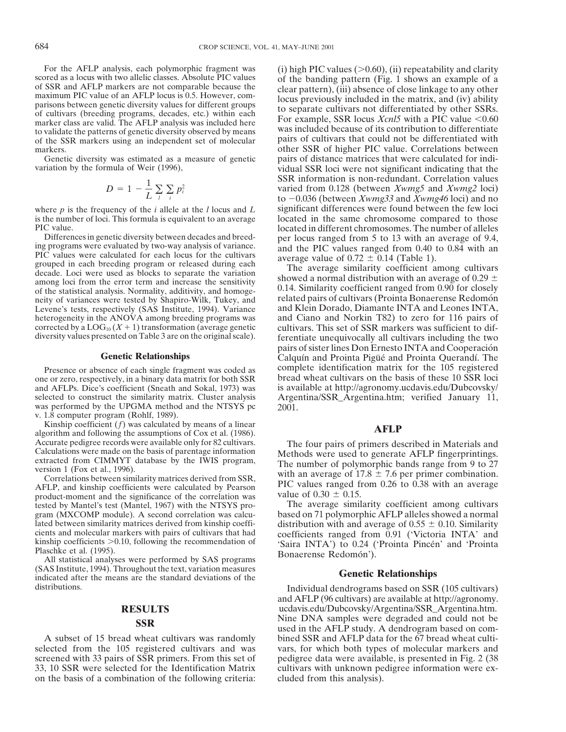For the AFLP analysis, each polymorphic fragment was scored as a locus with two allelic classes. Absolute PIC values of SSR and AFLP markers are not comparable because the maximum PIC value of an AFLP locus is 0.5. However, comparisons between genetic diversity values for different groups of cultivars (breeding programs, decades, etc.) within each marker class are valid. The AFLP analysis was included here to validate the patterns of genetic diversity observed by means of the SSR markers using an independent set of molecular markers.

Genetic diversity was estimated as a measure of genetic variation by the formula of Weir (1996),

$$D = 1 - \frac{1}{L} \sum_{l} \sum_{i} p_i^2$$

where $p$ is the frequency of the $i$ allele at the $l$ locus and $L$ is the number of loci. This formula is equivalent to an average PIC value.

Differences in genetic diversity between decades and breeding programs were evaluated by two-way analysis of variance. PIC values were calculated for each locus for the cultivars grouped in each breeding program or released during each decade. Loci were used as blocks to separate the variation among loci from the error term and increase the sensitivity of the statistical analysis. Normality, additivity, and homogeneity of variances were tested by Shapiro-Wilk, Tukey, and Levene's tests, respectively (SAS Institute, 1994). Variance heterogeneity in the ANOVA among breeding programs was corrected by a $LOG_{10}(X + 1)$ transformation (average genetic diversity values presented on Table 3 are on the original scale).

## Genetic Relationships

Presence or absence of each single fragment was coded as one or zero, respectively, in a binary data matrix for both SSR and AFLPs. Dice's coefficient (Sneath and Sokal, 1973) was selected to construct the similarity matrix. Cluster analysis was performed by the UPGMA method and the NTSYS pc v. 1.8 computer program (Rohlf, 1989).

Kinship coefficient ($f$) was calculated by means of a linear algorithm and following the assumptions of Cox et al. (1986). Accurate pedigree records were available only for 82 cultivars. Calculations were made on the basis of parentage information extracted from CIMMYT database by the IWIS program, version 1 (Fox et al., 1996).

Correlations between similarity matrices derived from SSR, AFLP, and kinship coefficients were calculated by Pearson product-moment and the significance of the correlation was tested by Mantel's test (Mantel, 1967) with the NTSYS program (MXCOMP module). A second correlation was calculated between similarity matrices derived from kinship coefficients and molecular markers with pairs of cultivars that had kinship coefficients >0.10, following the recommendation of Plaschke et al. (1995).

All statistical analyses were performed by SAS programs (SAS Institute, 1994). Throughout the text, variation measures indicated after the means are the standard deviations of the distributions.

# RESULTS

## SSR

A subset of 15 bread wheat cultivars was randomly selected from the 105 registered cultivars and was screened with 33 pairs of SSR primers. From this set of 33, 10 SSR were selected for the Identification Matrix on the basis of a combination of the following criteria: (i) high PIC values (>0.60), (ii) repeatability and clarity of the banding pattern (Fig. 1 shows an example of a clear pattern), (iii) absence of close linkage to any other locus previously included in the matrix, and (iv) ability to separate cultivars not differentiated by other SSRs. For example, SSR locus *Xcnl5* with a PIC value <0.60 was included because of its contribution to differentiate pairs of cultivars that could not be differentiated with other SSR of higher PIC value. Correlations between pairs of distance matrices that were calculated for individual SSR loci were not significant indicating that the SSR information is non-redundant. Correlation values varied from 0.128 (between *Xwmg5* and *Xwmg2* loci) to −0.036 (between *Xwmg33* and *Xwmg46* loci) and no significant differences were found between the few loci located in the same chromosome compared to those located in different chromosomes. The number of alleles per locus ranged from 5 to 13 with an average of 9.4, and the PIC values ranged from 0.40 to 0.84 with an average value of 0.72 ± 0.14 (Table 1).

The average similarity coefficient among cultivars showed a normal distribution with an average of 0.29 ± 0.14. Similarity coefficient ranged from 0.90 for closely related pairs of cultivars (Prointa Bonaerense Redomón and Klein Dorado, Diamante INTA and Leones INTA, and Ciano and Norkin T82) to zero for 116 pairs of cultivars. This set of SSR markers was sufficient to differentiate unequivocally all cultivars including the two pairs of sister lines Don Ernesto INTA and Cooperación Calquín and Prointa Pigüé and Prointa Querandí. The complete identification matrix for the 105 registered bread wheat cultivars on the basis of these 10 SSR loci is available at http://agronomy.ucdavis.edu/Dubcovsky/Argentina/SSR_Argentina.htm; verified January 11, 2001.

## AFLP

The four pairs of primers described in Materials and Methods were used to generate AFLP fingerprintings. The number of polymorphic bands range from 9 to 27 with an average of 17.8 ± 7.6 per primer combination. PIC values ranged from 0.26 to 0.38 with an average value of 0.30 ± 0.15.

The average similarity coefficient among cultivars based on 71 polymorphic AFLP alleles showed a normal distribution with and average of 0.55 ± 0.10. Similarity coefficients ranged from 0.91 ('Victoria INTA' and 'Saira INTA') to 0.24 ('Prointa Pincén' and 'Prointa Bonaerense Redomón').

## Genetic Relationships

Individual dendrograms based on SSR (105 cultivars) and AFLP (96 cultivars) are available at http://agronomy.ucdavis.edu/Dubcovsky/Argentina/SSR_Argentina.htm. Nine DNA samples were degraded and could not be used in the AFLP study. A dendrogram based on combined SSR and AFLP data for the 67 bread wheat cultivars, for which both types of molecular markers and pedigree data were available, is presented in Fig. 2 (38 cultivars with unknown pedigree information were excluded from this analysis).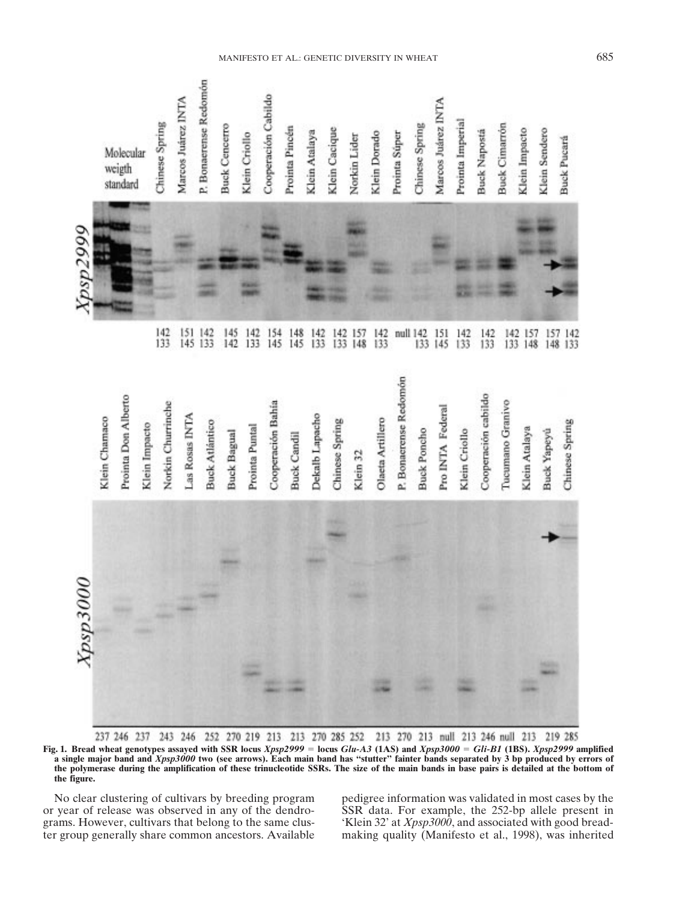**Fig. 1. Bread wheat genotypes assayed with SSR locus *Xpsp2999* = locus *Glu-A3* (1AS) and *Xpsp3000* = *Gli-B1* (1BS). *Xpsp2999* amplified a single major band and *Xpsp3000* two (see arrows). Each main band has "stutter" fainter bands separated by 3 bp produced by errors of the polymerase during the amplification of these trinucleotide SSRs. The size of the main bands in base pairs is detailed at the bottom of the figure.**

No clear clustering of cultivars by breeding program or year of release was observed in any of the dendrograms. However, cultivars that belong to the same cluster group generally share common ancestors. Available pedigree information was validated in most cases by the SSR data. For example, the 252-bp allele present in 'Klein 32' at *Xpsp3000*, and associated with good breadmaking quality (Manifesto et al., 1998), was inherited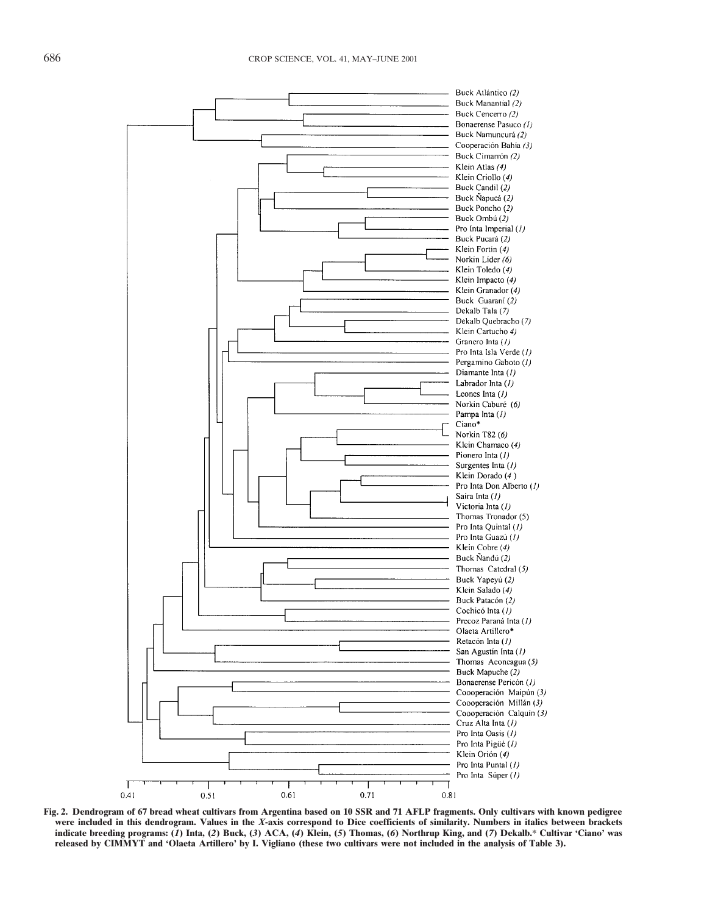**Fig. 2. Dendrogram of 67 bread wheat cultivars from Argentina based on 10 SSR and 71 AFLP fragments. Only cultivars with known pedigree were included in this dendrogram. Values in the *X*-axis correspond to Dice coefficients of similarity. Numbers in italics between brackets indicate breeding programs: (*1*) Inta, (*2*) Buck, (*3*) ACA, (*4*) Klein, (*5*) Thomas, (*6*) Northrup King, and (*7*) Dekalb.* Cultivar 'Ciano' was released by CIMMYT and 'Olaeta Artillero' by I. Vigliano (these two cultivars were not included in the analysis of Table 3).**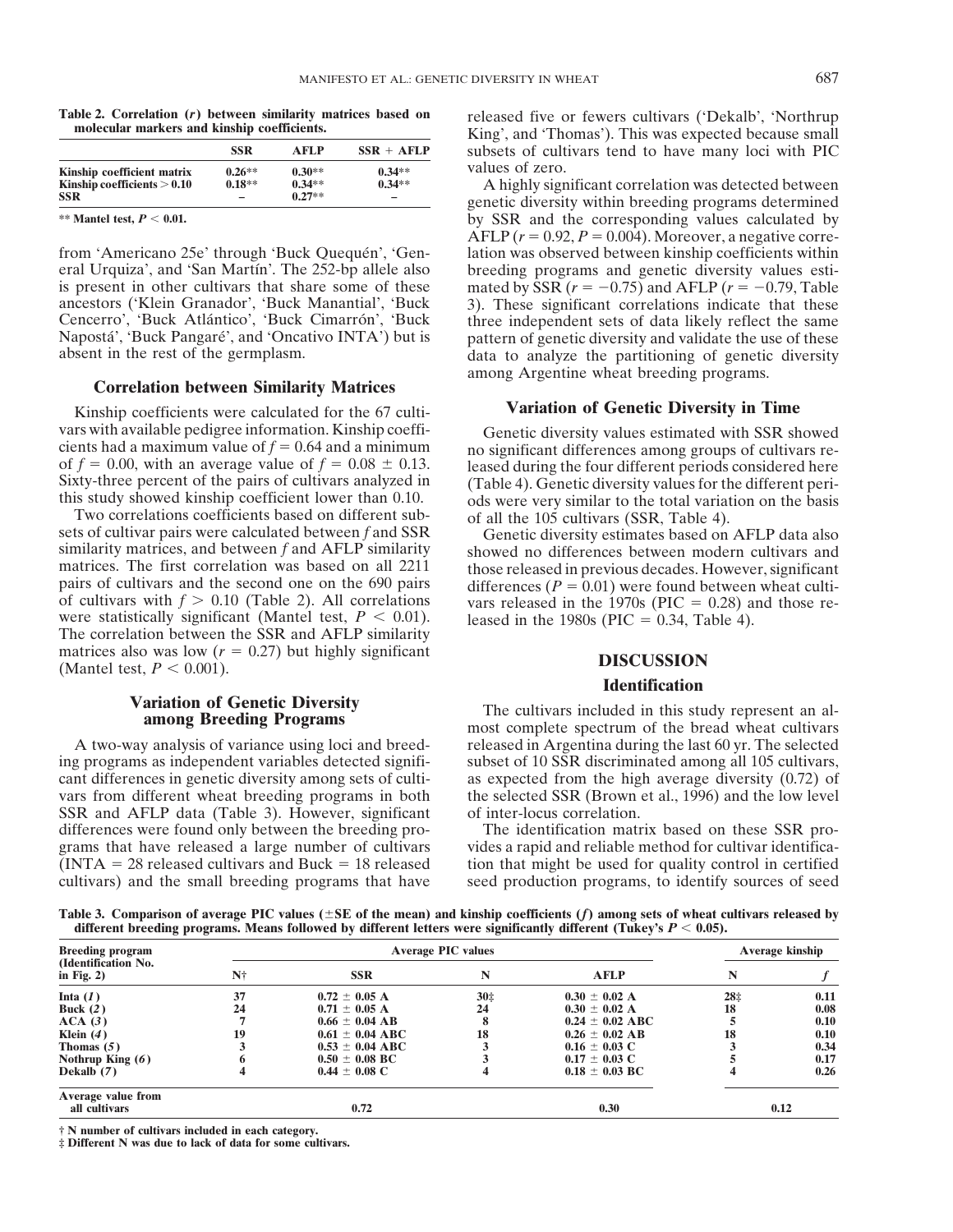**Table 2. Correlation ($r$) between similarity matrices based on molecular markers and kinship coefficients.**

| | SSR | AFLP | SSR + AFLP |
|---|---|---|---|
| Kinship coefficient matrix | 0.26** | 0.30** | 0.34** |
| Kinship coefficients > 0.10 | 0.18** | 0.34** | 0.34** |
| SSR | – | 0.27** | – |

** Mantel test, $P < 0.01$.

from 'Americano 25e' through 'Buck Quequén', 'General Urquiza', and 'San Martín'. The 252-bp allele also is present in other cultivars that share some of these ancestors ('Klein Granador', 'Buck Manantial', 'Buck Cencerro', 'Buck Atlántico', 'Buck Cimarrón', 'Buck Napostá', 'Buck Pangaré', and 'Oncativo INTA') but is absent in the rest of the germplasm.

## Correlation between Similarity Matrices

Kinship coefficients were calculated for the 67 cultivars with available pedigree information. Kinship coefficients had a maximum value of $f = 0.64$ and a minimum of $f = 0.00$, with an average value of $f = 0.08 \pm 0.13$. Sixty-three percent of the pairs of cultivars analyzed in this study showed kinship coefficient lower than 0.10.

Two correlations coefficients based on different subsets of cultivar pairs were calculated between $f$ and SSR similarity matrices, and between $f$ and AFLP similarity matrices. The first correlation was based on all 2211 pairs of cultivars and the second one on the 690 pairs of cultivars with $f > 0.10$ (Table 2). All correlations were statistically significant (Mantel test, $P < 0.01$). The correlation between the SSR and AFLP similarity matrices also was low ($r = 0.27$) but highly significant (Mantel test, $P < 0.001$).

## Variation of Genetic Diversity among Breeding Programs

A two-way analysis of variance using loci and breeding programs as independent variables detected significant differences in genetic diversity among sets of cultivars from different wheat breeding programs in both SSR and AFLP data (Table 3). However, significant differences were found only between the breeding programs that have released a large number of cultivars (INTA = 28 released cultivars and Buck = 18 released cultivars) and the small breeding programs that have released five or fewers cultivars ('Dekalb', 'Northrup King', and 'Thomas'). This was expected because small subsets of cultivars tend to have many loci with PIC values of zero.

A highly significant correlation was detected between genetic diversity within breeding programs determined by SSR and the corresponding values calculated by AFLP ($r = 0.92$, $P = 0.004$). Moreover, a negative correlation was observed between kinship coefficients within breeding programs and genetic diversity values estimated by SSR ($r = -0.75$) and AFLP ($r = -0.79$, Table 3). These significant correlations indicate that these three independent sets of data likely reflect the same pattern of genetic diversity and validate the use of these data to analyze the partitioning of genetic diversity among Argentine wheat breeding programs.

## Variation of Genetic Diversity in Time

Genetic diversity values estimated with SSR showed no significant differences among groups of cultivars released during the four different periods considered here (Table 4). Genetic diversity values for the different periods were very similar to the total variation on the basis of all the 105 cultivars (SSR, Table 4).

Genetic diversity estimates based on AFLP data also showed no differences between modern cultivars and those released in previous decades. However, significant differences ($P = 0.01$) were found between wheat cultivars released in the 1970s (PIC = 0.28) and those released in the 1980s (PIC = 0.34, Table 4).

# DISCUSSION

## Identification

The cultivars included in this study represent an almost complete spectrum of the bread wheat cultivars released in Argentina during the last 60 yr. The selected subset of 10 SSR discriminated among all 105 cultivars, as expected from the high average diversity (0.72) of the selected SSR (Brown et al., 1996) and the low level of inter-locus correlation.

The identification matrix based on these SSR provides a rapid and reliable method for cultivar identification that might be used for quality control in certified seed production programs, to identify sources of seed

**Table 3. Comparison of average PIC values (±SE of the mean) and kinship coefficients ($f$) among sets of wheat cultivars released by different breeding programs. Means followed by different letters were significantly different (Tukey's $P < 0.05$).**

| Breeding program (Identification No. in Fig. 2) | Average PIC values | | | | Average kinship | |
|---|---|---|---|---|---|---|
| | N† | SSR | N | AFLP | N | $f$ |
| Inta (*1*) | 37 | 0.72 ± 0.05 A | 30‡ | 0.30 ± 0.02 A | 28‡ | 0.11 |
| Buck (*2*) | 24 | 0.71 ± 0.05 A | 24 | 0.30 ± 0.02 A | 18 | 0.08 |
| ACA (*3*) | 7 | 0.66 ± 0.04 AB | 8 | 0.24 ± 0.02 ABC | 5 | 0.10 |
| Klein (*4*) | 19 | 0.61 ± 0.04 ABC | 18 | 0.26 ± 0.02 AB | 18 | 0.10 |
| Thomas (*5*) | 3 | 0.53 ± 0.04 ABC | 3 | 0.16 ± 0.03 C | 3 | 0.34 |
| Nothrup King (*6*) | 6 | 0.50 ± 0.08 BC | 3 | 0.17 ± 0.03 C | 5 | 0.17 |
| Dekalb (*7*) | 4 | 0.44 ± 0.08 C | 4 | 0.18 ± 0.03 BC | 4 | 0.26 |
| Average value from all cultivars | | 0.72 | | 0.30 | | 0.12 |

† N number of cultivars included in each category.
‡ Different N was due to lack of data for some cultivars.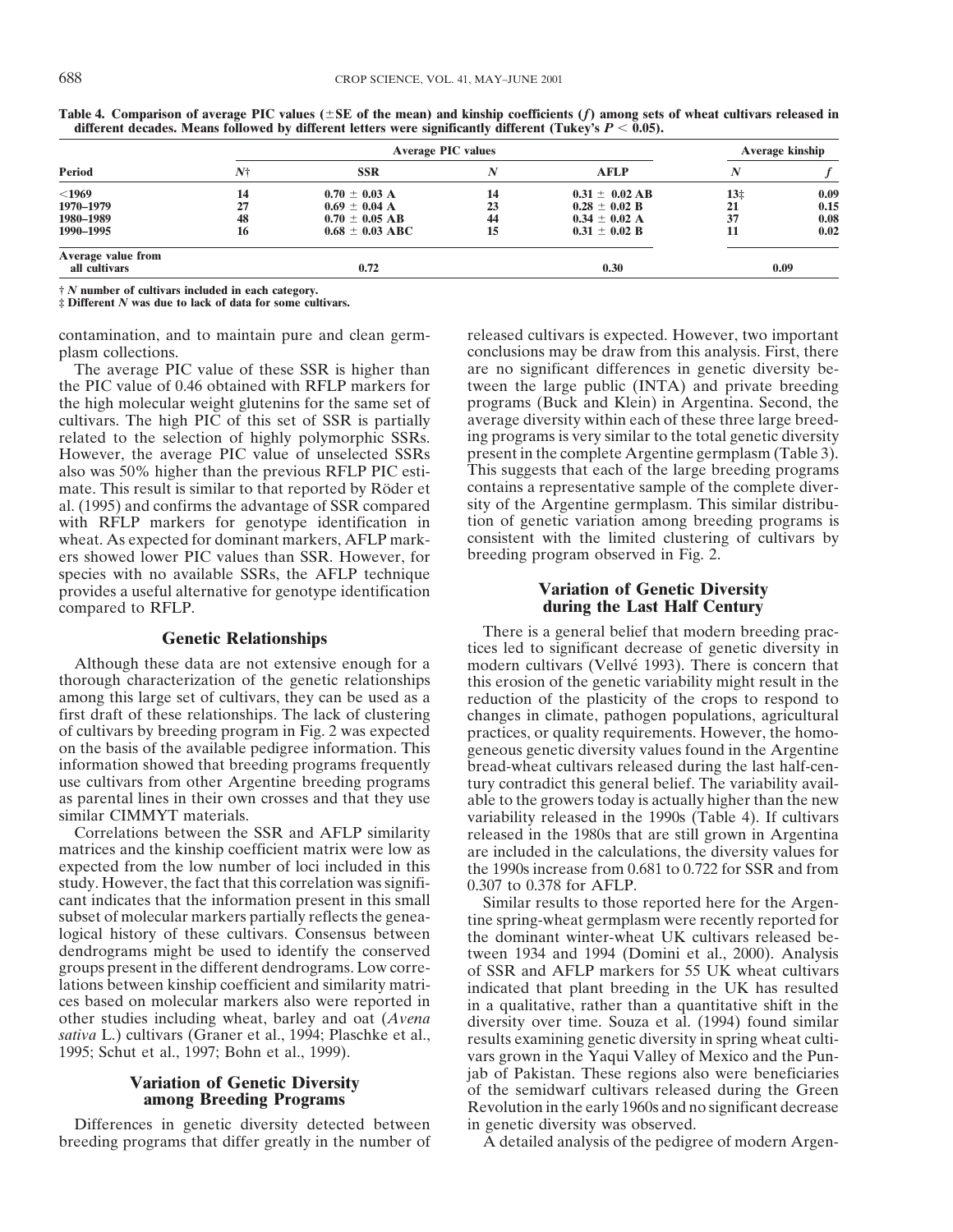**Table 4. Comparison of average PIC values (±SE of the mean) and kinship coefficients (*f*) among sets of wheat cultivars released in different decades. Means followed by different letters were significantly different (Tukey's $P < 0.05$).**

| Period | Average PIC values | | | | Average kinship | |
|---|---|---|---|---|---|---|
| | *N*† | SSR | *N* | AFLP | *N* | *f* |
| <1969 | 14 | 0.70 ± 0.03 A | 14 | 0.31 ± 0.02 AB | 13‡ | 0.09 |
| 1970–1979 | 27 | 0.69 ± 0.04 A | 23 | 0.28 ± 0.02 B | 21 | 0.15 |
| 1980–1989 | 48 | 0.70 ± 0.05 AB | 44 | 0.34 ± 0.02 A | 37 | 0.08 |
| 1990–1995 | 16 | 0.68 ± 0.03 ABC | 15 | 0.31 ± 0.02 B | 11 | 0.02 |
| Average value from all cultivars | | 0.72 | | 0.30 | | 0.09 |

† *N* number of cultivars included in each category.
‡ Different *N* was due to lack of data for some cultivars.

contamination, and to maintain pure and clean germplasm collections.

The average PIC value of these SSR is higher than the PIC value of 0.46 obtained with RFLP markers for the high molecular weight glutenins for the same set of cultivars. The high PIC of this set of SSR is partially related to the selection of highly polymorphic SSRs. However, the average PIC value of unselected SSRs also was 50% higher than the previous RFLP PIC estimate. This result is similar to that reported by Röder et al. (1995) and confirms the advantage of SSR compared with RFLP markers for genotype identification in wheat. As expected for dominant markers, AFLP markers showed lower PIC values than SSR. However, for species with no available SSRs, the AFLP technique provides a useful alternative for genotype identification compared to RFLP.

## Genetic Relationships

Although these data are not extensive enough for a thorough characterization of the genetic relationships among this large set of cultivars, they can be used as a first draft of these relationships. The lack of clustering of cultivars by breeding program in Fig. 2 was expected on the basis of the available pedigree information. This information showed that breeding programs frequently use cultivars from other Argentine breeding programs as parental lines in their own crosses and that they use similar CIMMYT materials.

Correlations between the SSR and AFLP similarity matrices and the kinship coefficient matrix were low as expected from the low number of loci included in this study. However, the fact that this correlation was significant indicates that the information present in this small subset of molecular markers partially reflects the genealogical history of these cultivars. Consensus between dendrograms might be used to identify the conserved groups present in the different dendrograms. Low correlations between kinship coefficient and similarity matrices based on molecular markers also were reported in other studies including wheat, barley and oat (*Avena sativa* L.) cultivars (Graner et al., 1994; Plaschke et al., 1995; Schut et al., 1997; Bohn et al., 1999).

## Variation of Genetic Diversity among Breeding Programs

Differences in genetic diversity detected between breeding programs that differ greatly in the number of released cultivars is expected. However, two important conclusions may be draw from this analysis. First, there are no significant differences in genetic diversity between the large public (INTA) and private breeding programs (Buck and Klein) in Argentina. Second, the average diversity within each of these three large breeding programs is very similar to the total genetic diversity present in the complete Argentine germplasm (Table 3). This suggests that each of the large breeding programs contains a representative sample of the complete diversity of the Argentine germplasm. This similar distribution of genetic variation among breeding programs is consistent with the limited clustering of cultivars by breeding program observed in Fig. 2.

## Variation of Genetic Diversity during the Last Half Century

There is a general belief that modern breeding practices led to significant decrease of genetic diversity in modern cultivars (Vellvé 1993). There is concern that this erosion of the genetic variability might result in the reduction of the plasticity of the crops to respond to changes in climate, pathogen populations, agricultural practices, or quality requirements. However, the homogeneous genetic diversity values found in the Argentine bread-wheat cultivars released during the last half-century contradict this general belief. The variability available to the growers today is actually higher than the new variability released in the 1990s (Table 4). If cultivars released in the 1980s that are still grown in Argentina are included in the calculations, the diversity values for the 1990s increase from 0.681 to 0.722 for SSR and from 0.307 to 0.378 for AFLP.

Similar results to those reported here for the Argentine spring-wheat germplasm were recently reported for the dominant winter-wheat UK cultivars released between 1934 and 1994 (Domini et al., 2000). Analysis of SSR and AFLP markers for 55 UK wheat cultivars indicated that plant breeding in the UK has resulted in a qualitative, rather than a quantitative shift in the diversity over time. Souza et al. (1994) found similar results examining genetic diversity in spring wheat cultivars grown in the Yaqui Valley of Mexico and the Punjab of Pakistan. These regions also were beneficiaries of the semidwarf cultivars released during the Green Revolution in the early 1960s and no significant decrease in genetic diversity was observed.

A detailed analysis of the pedigree of modern Argen-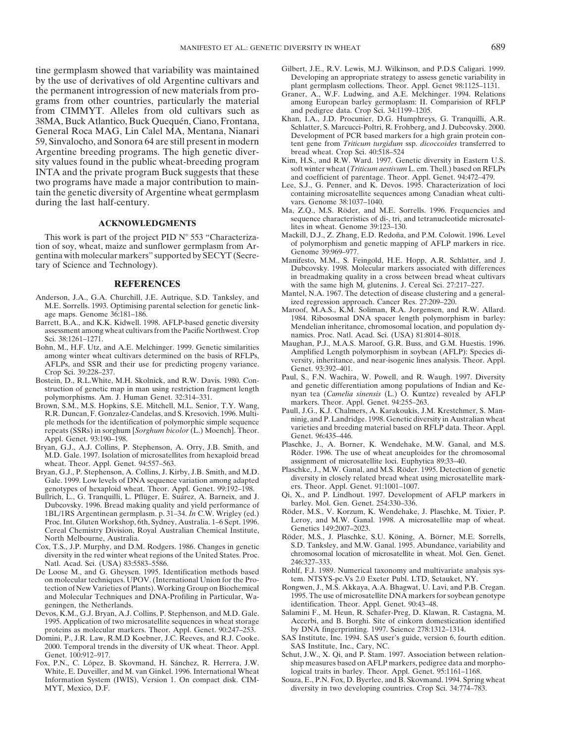tine germplasm showed that variability was maintained by the use of derivatives of old Argentine cultivars and the permanent introgression of new materials from programs from other countries, particularly the material from CIMMYT. Alleles from old cultivars such as 38MA, Buck Atlantico, Buck Quequén, Ciano, Frontana, General Roca MAG, Lin Calel MA, Mentana, Nianari 59, Sinvalocho, and Sonora 64 are still present in modern Argentine breeding programs. The high genetic diversity values found in the public wheat-breeding program INTA and the private program Buck suggests that these two programs have made a major contribution to maintain the genetic diversity of Argentine wheat germplasm during the last half-century.

## ACKNOWLEDGMENTS

This work is part of the project PID N° 553 "Characterization of soy, wheat, maize and sunflower germplasm from Argentina with molecular markers" supported by SECYT (Secretary of Science and Technology).

## REFERENCES

Anderson, J.A., G.A. Churchill, J.E. Autrique, S.D. Tanksley, and M.E. Sorrells. 1993. Optimising parental selection for genetic linkage maps. Genome 36:181–186.

Barrett, B.A., and K.K. Kidwell. 1998. AFLP-based genetic diversity assessment among wheat cultivars from the Pacific Northwest. Crop Sci. 38:1261–1271.

Bohn, M., H.F. Utz, and A.E. Melchinger. 1999. Genetic similarities among winter wheat cultivars determined on the basis of RFLPs, AFLPs, and SSR and their use for predicting progeny variance. Crop Sci. 39:228–237.

Bostein, D., R.L.White, M.H. Skolnick, and R.W. Davis. 1980. Construction of genetic map in man using restriction fragment length polymorphisms. Am. J. Human Genet. 32:314–331.

Brown, S.M., M.S. Hopkins, S.E. Mitchell, M.L. Senior, T.Y. Wang, R.R. Duncan, F. Gonzalez-Candelas, and S. Kresovich. 1996. Multiple methods for the identification of polymorphic simple sequence repeats (SSRs) in sorghum [*Sorghum bicolor* (L.) Moench]. Theor. Appl. Genet. 93:190–198.

Bryan, G.J., A.J. Collins, P. Stephenson, A. Orry, J.B. Smith, and M.D. Gale. 1997. Isolation of microsatellites from hexaploid bread wheat. Theor. Appl. Genet. 94:557–563.

Bryan, G.J., P. Stephenson, A. Collins, J. Kirby, J.B. Smith, and M.D. Gale. 1999. Low levels of DNA sequence variation among adapted genotypes of hexaploid wheat. Theor. Appl. Genet. 99:192–198.

Bullrich, L., G. Tranquilli, L. Pflüger, E. Suárez, A. Barneix, and J. Dubcovsky. 1996. Bread making quality and yield performance of 1BL/1RS Argentinean germplasm. p. 31–34. *In* C.W. Wrigley (ed.) Proc. Int. Gluten Workshop, 6th, Sydney, Australia. 1–6 Sept. 1996. Cereal Chemistry Division, Royal Australian Chemical Institute, North Melbourne, Australia.

Cox, T.S., J.P. Murphy, and D.M. Rodgers. 1986. Changes in genetic diversity in the red winter wheat regions of the United States. Proc. Natl. Acad. Sci. (USA) 83:5583–5586.

De Loose M., and G. Gheysen. 1995. Identification methods based on molecular techniques. UPOV. (International Union for the Protection of New Varieties of Plants). Working Group on Biochemical and Molecular Techniques and DNA-Profiling in Particular, Wageningen, the Netherlands.

Devos, K.M., G.J. Bryan, A.J. Collins, P. Stephenson, and M.D. Gale. 1995. Application of two microsatellite sequences in wheat storage proteins as molecular markers. Theor. Appl. Genet. 90:247–253.

Domini, P., J.R. Law, R.M.D Koebner, J.C. Reeves, and R.J. Cooke. 2000. Temporal trends in the diversity of UK wheat. Theor. Appl. Genet. 100:912–917.

Fox, P.N., C. López, B. Skovmand, H. Sánchez, R. Herrera, J.W. White, E. Duveiller, and M. van Ginkel. 1996. International Wheat Information System (IWIS), Version 1. On compact disk. CIMMYT, Mexico, D.F.

Gilbert, J.E., R.V. Lewis, M.J. Wilkinson, and P.D.S Caligari. 1999. Developing an appropriate strategy to assess genetic variability in plant germplasm collections. Theor. Appl. Genet 98:1125–1131.

Graner, A., W.F. Ludwing, and A.E. Melchinger. 1994. Relations among European barley germplasm: II. Comparision of RFLP and pedigree data. Crop Sci. 34:1199–1205.

Khan, I.A., J.D. Procunier, D.G. Humphreys, G. Tranquilli, A.R. Schlatter, S. Marcucci-Poltri, R. Frohberg, and J. Dubcovsky. 2000. Development of PCR based markers for a high grain protein content gene from *Triticum turgidum* ssp. *dicoccoides* transferred to bread wheat. Crop Sci. 40:518–524

Kim, H.S., and R.W. Ward. 1997. Genetic diversity in Eastern U.S. soft winter wheat (*Triticum aestivum* L. em. Thell.) based on RFLPs and coefficient of parentage. Theor. Appl. Genet. 94:472–479.

Lee, S.J., G. Penner, and K. Devos. 1995. Characterization of loci containing microsatellite sequences among Canadian wheat cultivars. Genome 38:1037–1040.

Ma, Z.Q., M.S. Röder, and M.E. Sorrells. 1996. Frequencies and sequence characteristics of di-, tri, and tetranucleotide microsatellites in wheat. Genome 39:123–130.

Mackill, D.J., Z. Zhang, E.D. Redoña, and P.M. Colowit. 1996. Level of polymorphism and genetic mapping of AFLP markers in rice. Genome 39:969–977.

Manifesto, M.M., S. Feingold, H.E. Hopp, A.R. Schlatter, and J. Dubcovsky. 1998. Molecular markers associated with differences in breadmaking quality in a cross between bread wheat cultivars with the same high $M_r$ glutenins. J. Cereal Sci. 27:217–227.

Mantel, N.A. 1967. The detection of disease clustering and a generalized regression approach. Cancer Res. 27:209–220.

Maroof, M.A.S., K.M. Soliman, R.A. Jorgensen, and R.W. Allard. 1984. Ribososmal DNA spacer length polymorphism in barley: Mendelian inheritance, chromosomal location, and population dynamics. Proc. Natl. Acad. Sci. (USA) 81:8014–8018.

Maughan, P.J., M.A.S. Maroof, G.R. Buss, and G.M. Huestis. 1996. Amplified Length polymorphism in soybean (AFLP): Species diversity, inheritance, and near-isogenic lines analysis. Theor. Appl. Genet. 93:392–401.

Paul, S., F.N. Wachira, W. Powell, and R. Waugh. 1997. Diversity and genetic differentiation among populations of Indian and Kenyan tea (*Camelia sinensis* (L.) O. Kuntze) revealed by AFLP markers. Theor. Appl. Genet. 94:255–263.

Paull, J.G., K.J. Chalmers, A. Karakoukis, J.M. Krestchmer, S. Manninig, and P. Landridge. 1998. Genetic diversity in Australian wheat varieties and breeding material based on RFLP data. Theor. Appl. Genet. 96:435–446.

Plaschke, J., A. Borner, K. Wendehake, M.W. Ganal, and M.S. Röder. 1996. The use of wheat aneuploides for the chromosomal assignment of microsatellite loci. Euphytica 89:33–40.

Plaschke, J., M.W. Ganal, and M.S. Röder. 1995. Detection of genetic diversity in closely related bread wheat using microsatellite markers. Theor. Appl. Genet. 91:1001–1007.

Qi, X., and P. Lindhout. 1997. Development of AFLP markers in barley. Mol. Gen. Genet. 254:330–336.

Röder, M.S., V. Korzum, K. Wendehake, J. Plaschke, M. Tixier, P. Leroy, and M.W. Ganal. 1998. A microsatellite map of wheat. Genetics 149:2007–2023.

Röder, M.S., J. Plaschke, S.U. Köning, A. Börner, M.E. Sorrells, S.D. Tanksley, and M.W. Ganal. 1995. Abundance, variability and chromosomal location of microsatellite in wheat. Mol. Gen. Genet. 246:327–333.

Rohlf, F.J. 1989. Numerical taxonomy and multivariate analysis system. NTSYS-pc.Vs 2.0 Exeter Publ. LTD, Setauket, NY.

Rongwen, J., M.S. Akkaya, A.A. Bhagwat, U. Lavi, and P.B. Cregan. 1995. The use of microsatellite DNA markers for soybean genotype identification. Theor. Appl. Genet. 90:43–48.

Salamini F., M. Heun, R. Schafer-Preg, D. Klawan, R. Castagna, M. Accerbi, and B. Borghi. Site of einkorn domestication identified by DNA fingerprinting. 1997. Science 278:1312–1314.

SAS Institute, Inc. 1994. SAS user's guide, version 6, fourth edition. SAS Institute, Inc., Cary, NC.

Schut, J.W., X. Qi, and P. Stam. 1997. Association between relationship measures based on AFLP markers, pedigree data and morphological traits in barley. Theor. Appl. Genet. 95:1161–1168.

Souza, E., P.N. Fox, D. Byerlee, and B. Skovmand. 1994. Spring wheat diversity in two developing countries. Crop Sci. 34:774–783.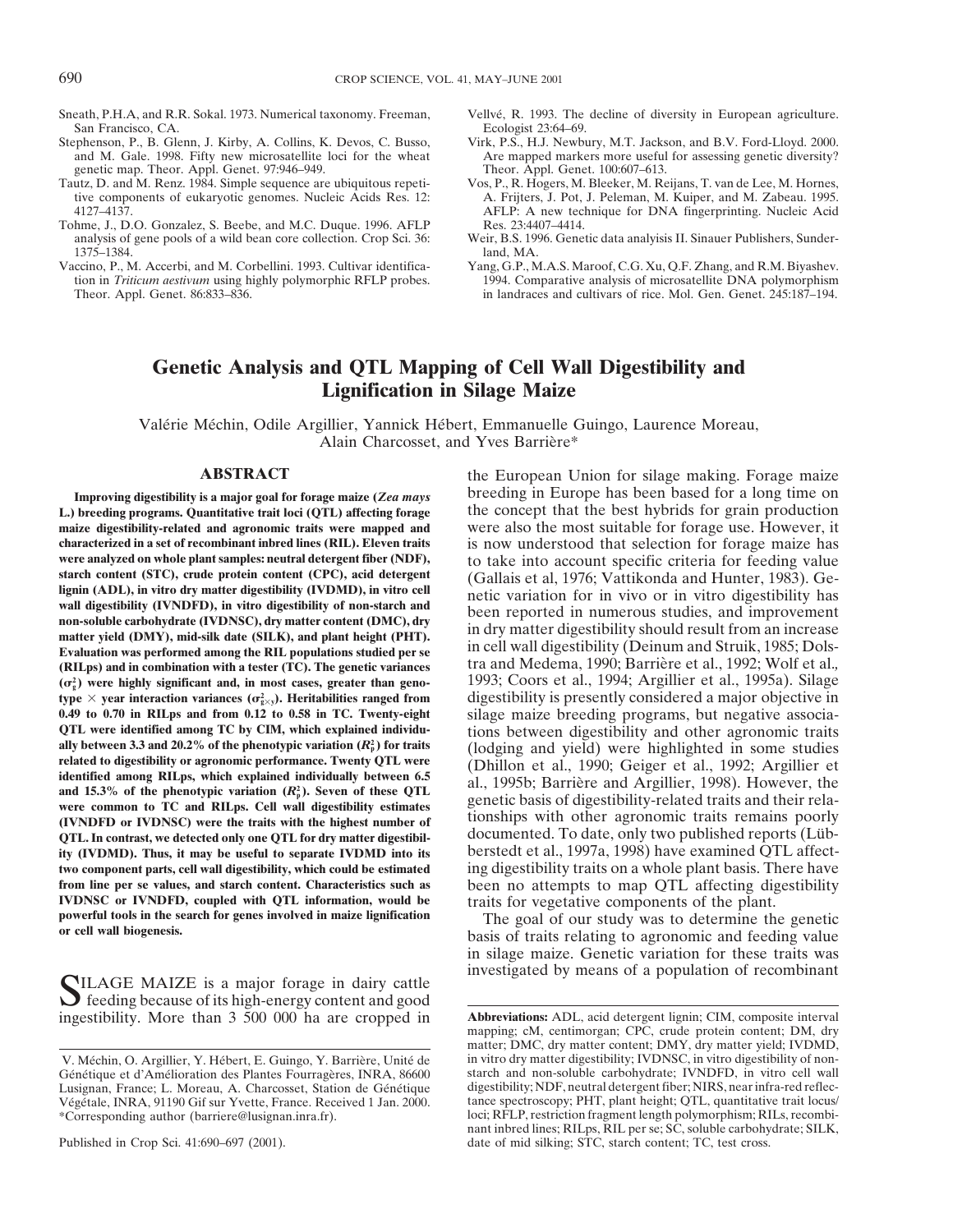Sneath, P.H.A, and R.R. Sokal. 1973. Numerical taxonomy. Freeman, San Francisco, CA.

Stephenson, P., B. Glenn, J. Kirby, A. Collins, K. Devos, C. Busso, and M. Gale. 1998. Fifty new microsatellite loci for the wheat genetic map. Theor. Appl. Genet. 97:946–949.

Tautz, D. and M. Renz. 1984. Simple sequence are ubiquitous repetitive components of eukaryotic genomes. Nucleic Acids Res. 12: 4127–4137.

Tohme, J., D.O. Gonzalez, S. Beebe, and M.C. Duque. 1996. AFLP analysis of gene pools of a wild bean core collection. Crop Sci. 36: 1375–1384.

Vaccino, P., M. Accerbi, and M. Corbellini. 1993. Cultivar identification in *Triticum aestivum* using highly polymorphic RFLP probes. Theor. Appl. Genet. 86:833–836.

Vellvé, R. 1993. The decline of diversity in European agriculture. Ecologist 23:64–69.

Virk, P.S., H.J. Newbury, M.T. Jackson, and B.V. Ford-Lloyd. 2000. Are mapped markers more useful for assessing genetic diversity? Theor. Appl. Genet. 100:607–613.

Vos, P., R. Hogers, M. Bleeker, M. Reijans, T. van de Lee, M. Hornes, A. Frijters, J. Pot, J. Peleman, M. Kuiper, and M. Zabeau. 1995. AFLP: A new technique for DNA fingerprinting. Nucleic Acid Res. 23:4407–4414.

Weir, B.S. 1996. Genetic data analysis II. Sinauer Publishers, Sunderland, MA.

Yang, G.P., M.A.S. Maroof, C.G. Xu, Q.F. Zhang, and R.M. Biyashev. 1994. Comparative analysis of microsatellite DNA polymorphism in landraces and cultivars of rice. Mol. Gen. Genet. 245:187–194.

# Genetic Analysis and QTL Mapping of Cell Wall Digestibility and Lignification in Silage Maize

Valérie Méchin, Odile Argillier, Yannick Hébert, Emmanuelle Guingo, Laurence Moreau, Alain Charcosset, and Yves Barrière*

## ABSTRACT

**Improving digestibility is a major goal for forage maize (*Zea mays* L.) breeding programs. Quantitative trait loci (QTL) affecting forage maize digestibility-related and agronomic traits were mapped and characterized in a set of recombinant inbred lines (RIL). Eleven traits were analyzed on whole plant samples: neutral detergent fiber (NDF), starch content (STC), crude protein content (CPC), acid detergent lignin (ADL), in vitro dry matter digestibility (IVDMD), in vitro cell wall digestibility (IVNDFD), in vitro digestibility of non-starch and non-soluble carbohydrate (IVDNSC), dry matter content (DMC), dry matter yield (DMY), mid-silk date (SILK), and plant height (PHT). Evaluation was performed among the RIL populations studied per se (RILps) and in combination with a tester (TC). The genetic variances ($\sigma^2_g$) were highly significant and, in most cases, greater than genotype × year interaction variances ($\sigma^2_{g\times y}$). Heritabilities ranged from 0.49 to 0.70 in RILps and from 0.12 to 0.58 in TC. Twenty-eight QTL were identified among TC by CIM, which explained individually between 3.3 and 20.2% of the phenotypic variation ($R^2_p$) for traits related to digestibility or agronomic performance. Twenty QTL were identified among RILps, which explained individually between 6.5 and 15.3% of the phenotypic variation ($R^2_p$). Seven of these QTL were common to TC and RILps. Cell wall digestibility estimates (IVNDFD or IVDNSC) were the traits with the highest number of QTL. In contrast, we detected only one QTL for dry matter digestibility (IVDMD). Thus, it may be useful to separate IVDMD into its two component parts, cell wall digestibility, which could be estimated from line per se values, and starch content. Characteristics such as IVDNSC or IVNDFD, coupled with QTL information, would be powerful tools in the search for genes involved in maize lignification or cell wall biogenesis.**

SILAGE MAIZE is a major forage in dairy cattle feeding because of its high-energy content and good ingestibility. More than 3 500 000 ha are cropped in the European Union for silage making. Forage maize breeding in Europe has been based for a long time on the concept that the best hybrids for grain production were also the most suitable for forage use. However, it is now understood that selection for forage maize has to take into account specific criteria for feeding value (Gallais et al, 1976; Vattikonda and Hunter, 1983). Genetic variation for in vivo or in vitro digestibility has been reported in numerous studies, and improvement in dry matter digestibility should result from an increase in cell wall digestibility (Deinum and Struik, 1985; Dolstra and Medema, 1990; Barrière et al., 1992; Wolf et al., 1993; Coors et al., 1994; Argillier et al., 1995a). Silage digestibility is presently considered a major objective in silage maize breeding programs, but negative associations between digestibility and other agronomic traits (lodging and yield) were highlighted in some studies (Dhillon et al., 1990; Geiger et al., 1992; Argillier et al., 1995b; Barrière and Argillier, 1998). However, the genetic basis of digestibility-related traits and their relationships with other agronomic traits remains poorly documented. To date, only two published reports (Lübberstedt et al., 1997a, 1998) have examined QTL affecting digestibility traits on a whole plant basis. There have been no attempts to map QTL affecting digestibility traits for vegetative components of the plant.

The goal of our study was to determine the genetic basis of traits relating to agronomic and feeding value in silage maize. Genetic variation for these traits was investigated by means of a population of recombinant

V. Méchin, O. Argillier, Y. Hébert, E. Guingo, Y. Barrière, Unité de Génétique et d'Amélioration des Plantes Fourragères, INRA, 86600 Lusignan, France; L. Moreau, A. Charcosset, Station de Génétique Végétale, INRA, 91190 Gif sur Yvette, France. Received 1 Jan. 2000. *Corresponding author (barriere@lusignan.inra.fr).

Published in Crop Sci. 41:690–697 (2001).

**Abbreviations:** ADL, acid detergent lignin; CIM, composite interval mapping; cM, centimorgan; CPC, crude protein content; DM, dry matter; DMC, dry matter content; DMY, dry matter yield; IVDMD, in vitro dry matter digestibility; IVDNSC, in vitro digestibility of non-starch and non-soluble carbohydrate; IVNDFD, in vitro cell wall digestibility; NDF, neutral detergent fiber; NIRS, near infra-red reflectance spectroscopy; PHT, plant height; QTL, quantitative trait locus/loci; RFLP, restriction fragment length polymorphism; RILs, recombinant inbred lines; RILps, RIL per se; SC, soluble carbohydrate; SILK, date of mid silking; STC, starch content; TC, test cross.